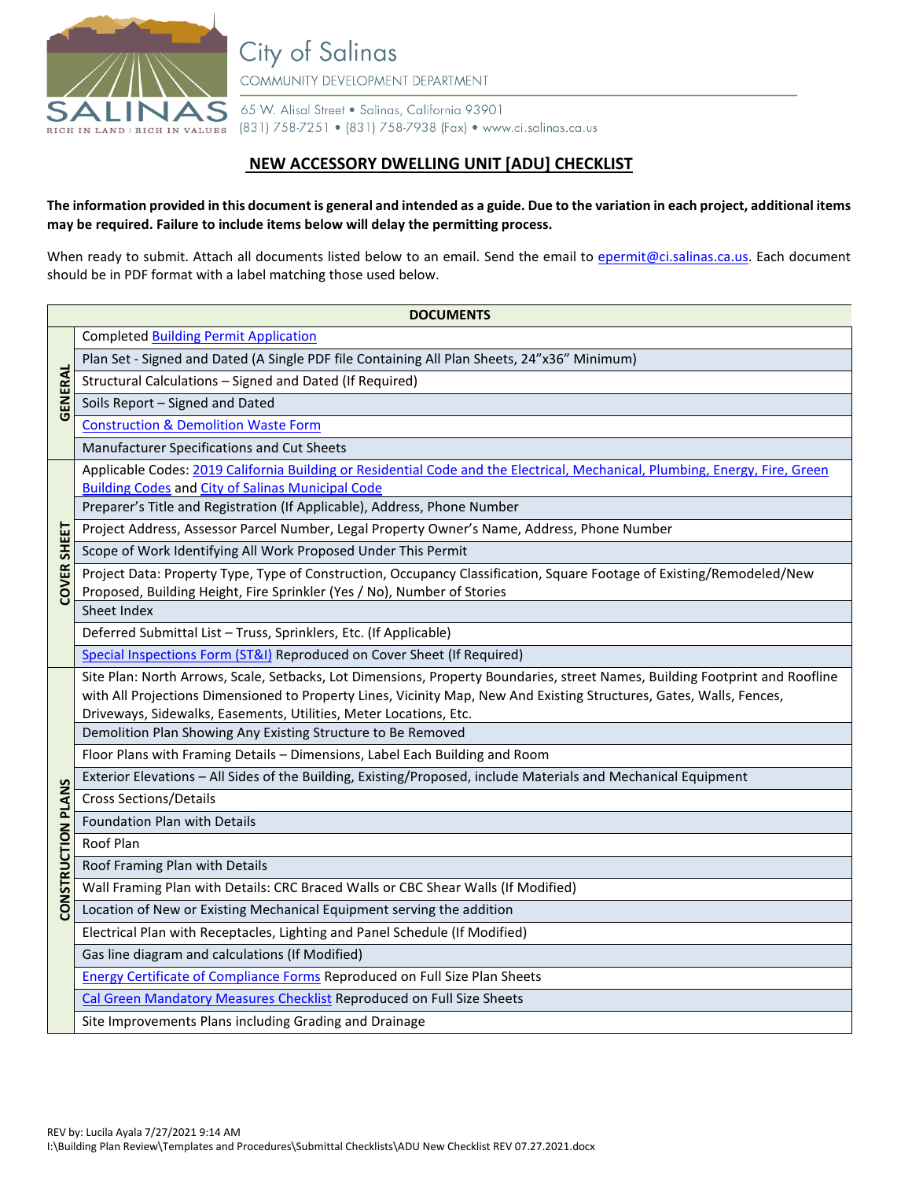City of Salinas
COMMUNITY DEVELOPMENT DEPARTMENT

65 W. Alisal Street • Salinas, California 93901
(831) 758-7251 • (831) 758-7938 (Fax) • www.ci.salinas.ca.us

# NEW ACCESSORY DWELLING UNIT [ADU] CHECKLIST

**The information provided in this document is general and intended as a guide. Due to the variation in each project, additional items may be required. Failure to include items below will delay the permitting process.**

When ready to submit. Attach all documents listed below to an email. Send the email to epermit@ci.salinas.ca.us. Each document should be in PDF format with a label matching those used below.

| | DOCUMENTS |
|---|---|
| GENERAL | Completed Building Permit Application |
| | Plan Set - Signed and Dated (A Single PDF file Containing All Plan Sheets, 24"x36" Minimum) |
| | Structural Calculations – Signed and Dated (If Required) |
| | Soils Report – Signed and Dated |
| | Construction & Demolition Waste Form |
| | Manufacturer Specifications and Cut Sheets |
| COVER SHEET | Applicable Codes: 2019 California Building or Residential Code and the Electrical, Mechanical, Plumbing, Energy, Fire, Green Building Codes and City of Salinas Municipal Code |
| | Preparer's Title and Registration (If Applicable), Address, Phone Number |
| | Project Address, Assessor Parcel Number, Legal Property Owner's Name, Address, Phone Number |
| | Scope of Work Identifying All Work Proposed Under This Permit |
| | Project Data: Property Type, Type of Construction, Occupancy Classification, Square Footage of Existing/Remodeled/New Proposed, Building Height, Fire Sprinkler (Yes / No), Number of Stories |
| | Sheet Index |
| | Deferred Submittal List – Truss, Sprinklers, Etc. (If Applicable) |
| | Special Inspections Form (ST&I) Reproduced on Cover Sheet (If Required) |
| CONSTRUCTION PLANS | Site Plan: North Arrows, Scale, Setbacks, Lot Dimensions, Property Boundaries, street Names, Building Footprint and Roofline with All Projections Dimensioned to Property Lines, Vicinity Map, New And Existing Structures, Gates, Walls, Fences, Driveways, Sidewalks, Easements, Utilities, Meter Locations, Etc. |
| | Demolition Plan Showing Any Existing Structure to Be Removed |
| | Floor Plans with Framing Details – Dimensions, Label Each Building and Room |
| | Exterior Elevations – All Sides of the Building, Existing/Proposed, include Materials and Mechanical Equipment |
| | Cross Sections/Details |
| | Foundation Plan with Details |
| | Roof Plan |
| | Roof Framing Plan with Details |
| | Wall Framing Plan with Details: CRC Braced Walls or CBC Shear Walls (If Modified) |
| | Location of New or Existing Mechanical Equipment serving the addition |
| | Electrical Plan with Receptacles, Lighting and Panel Schedule (If Modified) |
| | Gas line diagram and calculations (If Modified) |
| | Energy Certificate of Compliance Forms Reproduced on Full Size Plan Sheets |
| | Cal Green Mandatory Measures Checklist Reproduced on Full Size Sheets |
| | Site Improvements Plans including Grading and Drainage |

REV by: Lucila Ayala 7/27/2021 9:14 AM
I:\Building Plan Review\Templates and Procedures\Submittal Checklists\ADU New Checklist REV 07.27.2021.docx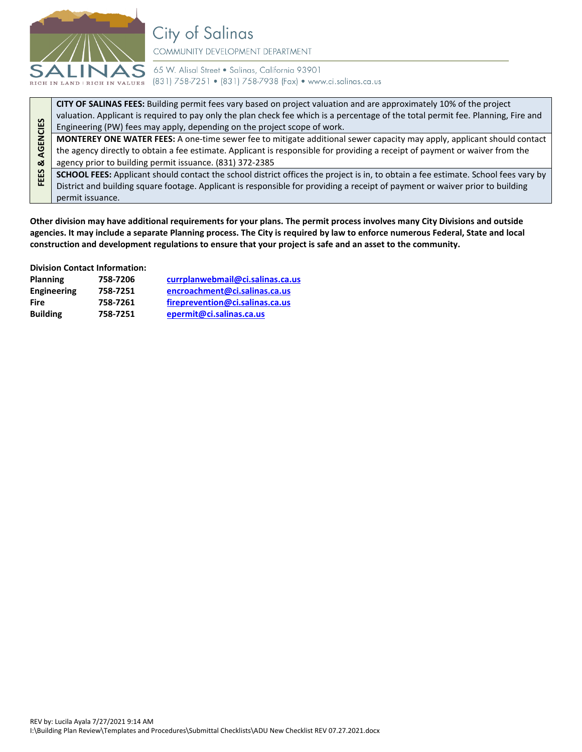# City of Salinas

COMMUNITY DEVELOPMENT DEPARTMENT

65 W. Alisal Street • Salinas, California 93901
(831) 758-7251 • (831) 758-7938 (Fax) • www.ci.salinas.ca.us

| | |
|---|---|
| **FEES & AGENCIES** | **CITY OF SALINAS FEES:** Building permit fees vary based on project valuation and are approximately 10% of the project valuation. Applicant is required to pay only the plan check fee which is a percentage of the total permit fee. Planning, Fire and Engineering (PW) fees may apply, depending on the project scope of work. |
| | **MONTEREY ONE WATER FEES:** A one-time sewer fee to mitigate additional sewer capacity may apply, applicant should contact the agency directly to obtain a fee estimate. Applicant is responsible for providing a receipt of payment or waiver from the agency prior to building permit issuance. (831) 372-2385 |
| | **SCHOOL FEES:** Applicant should contact the school district offices the project is in, to obtain a fee estimate. School fees vary by District and building square footage. Applicant is responsible for providing a receipt of payment or waiver prior to building permit issuance. |

**Other division may have additional requirements for your plans. The permit process involves many City Divisions and outside agencies. It may include a separate Planning process. The City is required by law to enforce numerous Federal, State and local construction and development regulations to ensure that your project is safe and an asset to the community.**

**Division Contact Information:**

| | | |
|---|---|---|
| **Planning** | **758-7206** | **currplanwebmail@ci.salinas.ca.us** |
| **Engineering** | **758-7251** | **encroachment@ci.salinas.ca.us** |
| **Fire** | **758-7261** | **fireprevention@ci.salinas.ca.us** |
| **Building** | **758-7251** | **epermit@ci.salinas.ca.us** |

REV by: Lucila Ayala 7/27/2021 9:14 AM
I:\Building Plan Review\Templates and Procedures\Submittal Checklists\ADU New Checklist REV 07.27.2021.docx